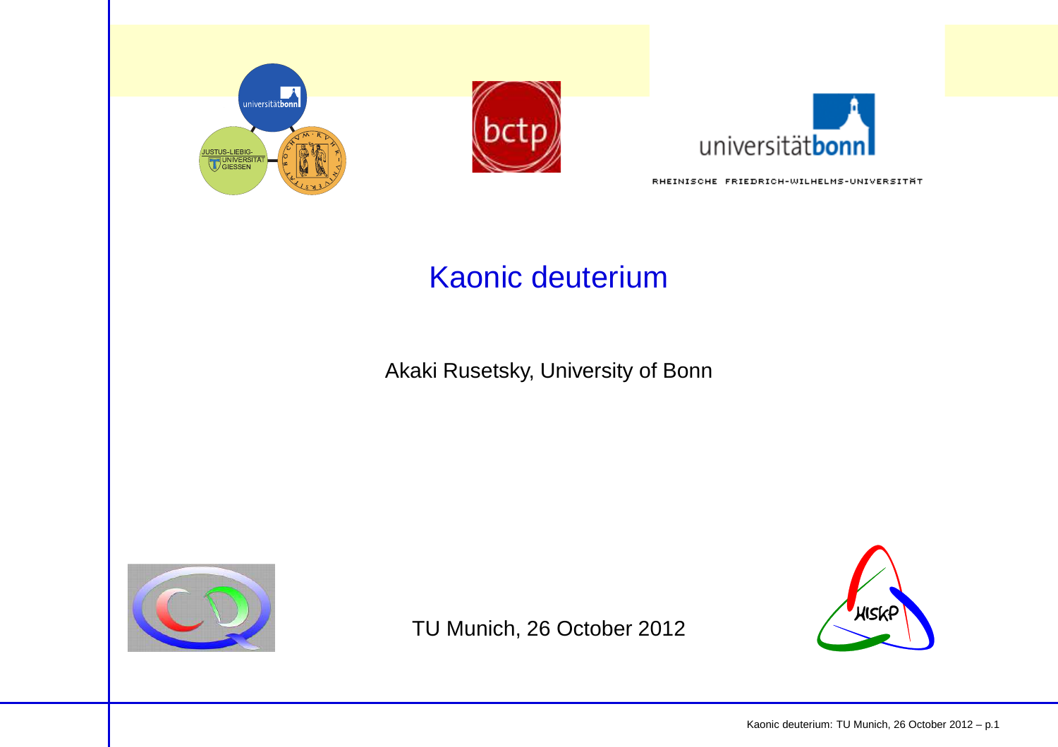# Kaonic deuterium

Akaki Rusetsky, University of Bonn

TU Munich, 26 October 2012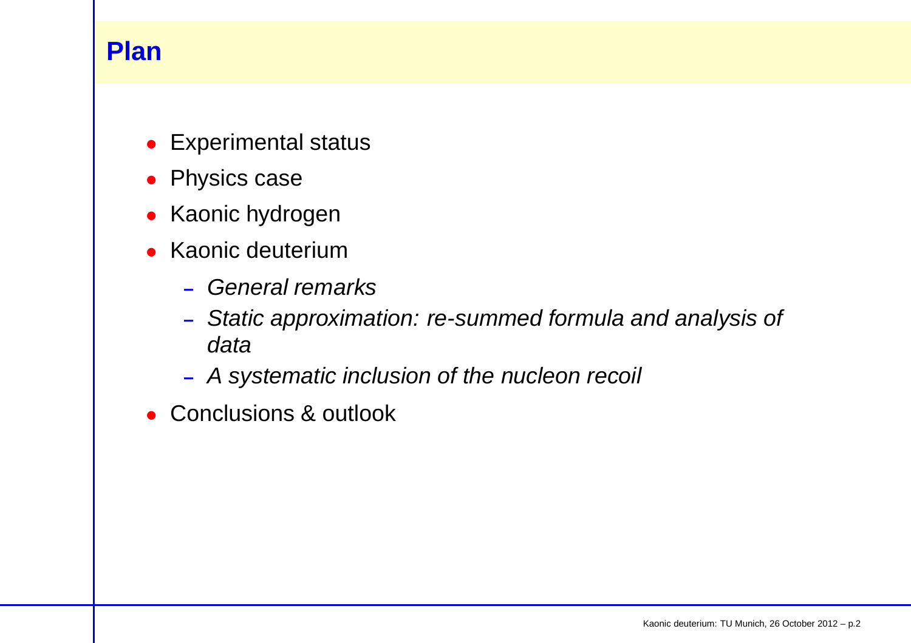# Plan

- Experimental status
- Physics case
- Kaonic hydrogen
- Kaonic deuterium
  - *General remarks*
  - *Static approximation: re-summed formula and analysis of data*
  - *A systematic inclusion of the nucleon recoil*
- Conclusions & outlook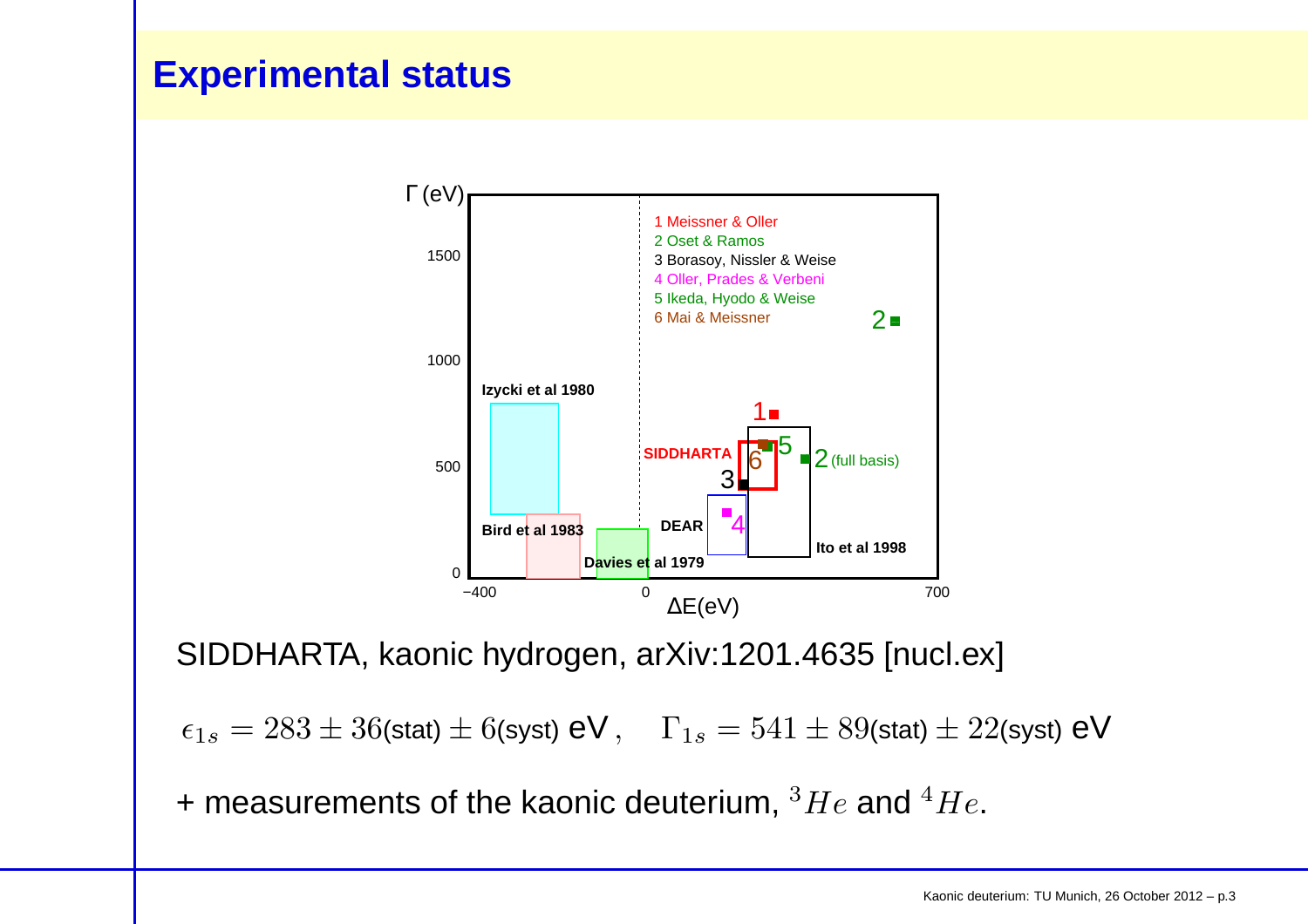# Experimental status

Γ (eV)

1 Meissner & Oller
2 Oset & Ramos
3 Borasoy, Nissler & Weise
4 Oller, Prades & Verbeni
5 Ikeda, Hyodo & Weise
6 Mai & Meissner

Izycki et al 1980

Bird et al 1983

Davies et al 1979

DEAR

SIDDHARTA

Ito et al 1998

2 (full basis)

ΔE(eV)

SIDDHARTA, kaonic hydrogen, arXiv:1201.4635 [nucl.ex]

$\epsilon_{1s} = 283 \pm 36\text{(stat)} \pm 6\text{(syst) eV}\,, \quad \Gamma_{1s} = 541 \pm 89\text{(stat)} \pm 22\text{(syst) eV}$

+ measurements of the kaonic deuterium, $^3He$ and $^4He$.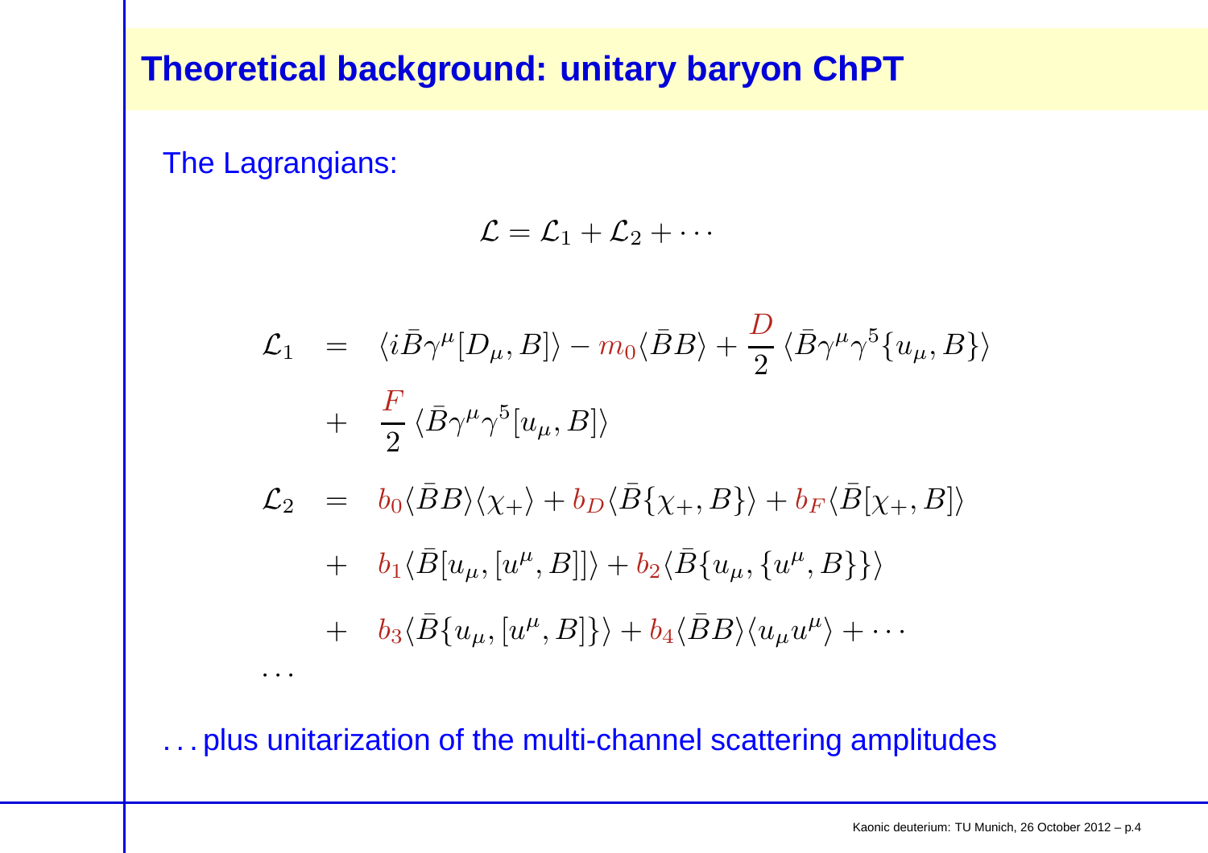# Theoretical background: unitary baryon ChPT

The Lagrangians:

$$\mathcal{L} = \mathcal{L}_1 + \mathcal{L}_2 + \cdots$$

$$
\begin{aligned}
\mathcal{L}_1 &= \langle i\bar{B}\gamma^\mu [D_\mu, B]\rangle - m_0 \langle \bar{B}B\rangle + \frac{D}{2}\langle \bar{B}\gamma^\mu\gamma^5\{u_\mu, B\}\rangle \\
&+ \frac{F}{2}\langle \bar{B}\gamma^\mu\gamma^5 [u_\mu, B]\rangle \\
\mathcal{L}_2 &= b_0\langle \bar{B}B\rangle\langle\chi_+\rangle + b_D\langle \bar{B}\{\chi_+, B\}\rangle + b_F\langle \bar{B}[\chi_+, B]\rangle \\
&+ b_1\langle \bar{B}[u_\mu, [u^\mu, B]]\rangle + b_2\langle \bar{B}\{u_\mu, \{u^\mu, B\}\}\rangle \\
&+ b_3\langle \bar{B}\{u_\mu, [u^\mu, B]\}\rangle + b_4\langle \bar{B}B\rangle\langle u_\mu u^\mu\rangle + \cdots \\
&\cdots
\end{aligned}
$$

. . . plus unitarization of the multi-channel scattering amplitudes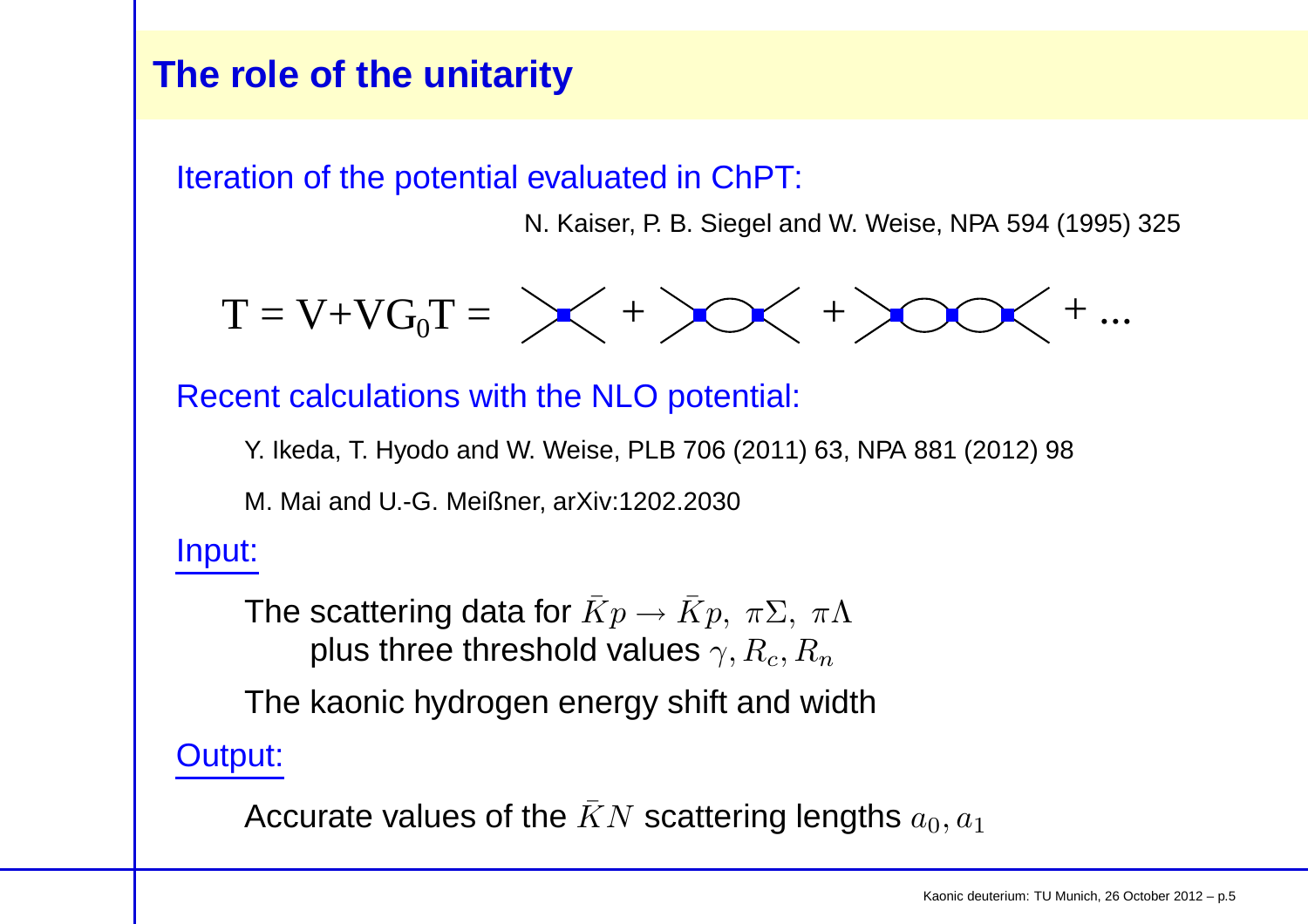# The role of the unitarity

Iteration of the potential evaluated in ChPT:

N. Kaiser, P. B. Siegel and W. Weise, NPA 594 (1995) 325

$$T = V + VG_0T = \;\; + \;\; + \;\; + \ldots$$

Recent calculations with the NLO potential:

Y. Ikeda, T. Hyodo and W. Weise, PLB 706 (2011) 63, NPA 881 (2012) 98

M. Mai and U.-G. Meißner, arXiv:1202.2030

Input:

The scattering data for $\bar{K}p \to \bar{K}p,\ \pi\Sigma,\ \pi\Lambda$
plus three threshold values $\gamma, R_c, R_n$

The kaonic hydrogen energy shift and width

Output:

Accurate values of the $\bar{K}N$ scattering lengths $a_0, a_1$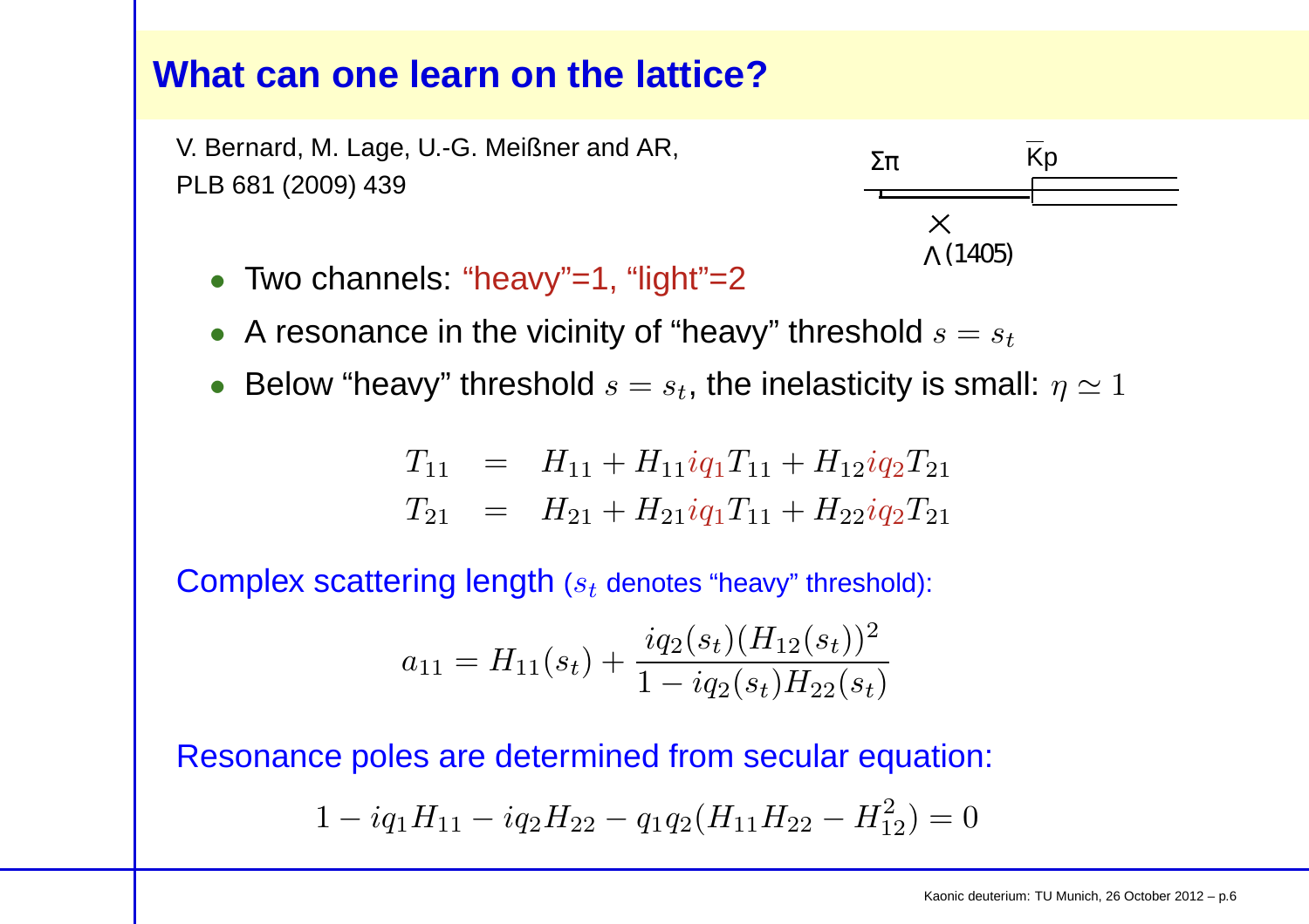# What can one learn on the lattice?

V. Bernard, M. Lage, U.-G. Meißner and AR,
PLB 681 (2009) 439

$\Sigma\pi$ $\bar{K}p$

$\Lambda(1405)$

- Two channels: "heavy"=1, "light"=2
- A resonance in the vicinity of "heavy" threshold $s = s_t$
- Below "heavy" threshold $s = s_t$, the inelasticity is small: $\eta \simeq 1$

$$
\begin{aligned}
T_{11} &= H_{11} + H_{11} i q_1 T_{11} + H_{12} i q_2 T_{21} \\
T_{21} &= H_{21} + H_{21} i q_1 T_{11} + H_{22} i q_2 T_{21}
\end{aligned}
$$

Complex scattering length ($s_t$ denotes "heavy" threshold):

$$
a_{11} = H_{11}(s_t) + \frac{i q_2(s_t)(H_{12}(s_t))^2}{1 - i q_2(s_t) H_{22}(s_t)}
$$

Resonance poles are determined from secular equation:

$$
1 - i q_1 H_{11} - i q_2 H_{22} - q_1 q_2 (H_{11} H_{22} - H_{12}^2) = 0
$$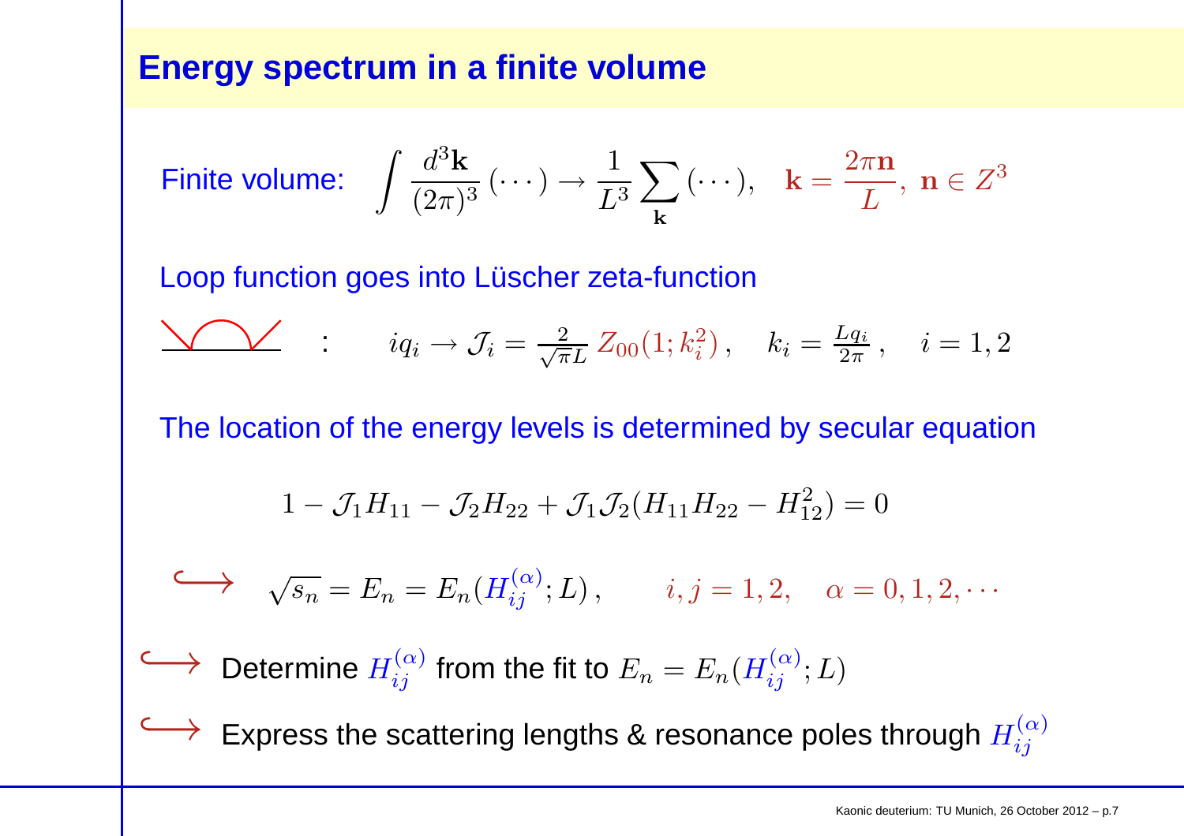# Energy spectrum in a finite volume

Finite volume: $$\int \frac{d^3\mathbf{k}}{(2\pi)^3}\,(\cdots) \to \frac{1}{L^3}\sum_{\mathbf{k}}(\cdots), \quad \mathbf{k} = \frac{2\pi\mathbf{n}}{L},\ \mathbf{n}\in Z^3$$

Loop function goes into Lüscher zeta-function

$$: \qquad iq_i \to \mathcal{J}_i = \frac{2}{\sqrt{\pi}L}\,Z_{00}(1;k_i^2)\,, \quad k_i = \frac{Lq_i}{2\pi}\,, \quad i = 1,2$$

The location of the energy levels is determined by secular equation

$$1 - \mathcal{J}_1 H_{11} - \mathcal{J}_2 H_{22} + \mathcal{J}_1\mathcal{J}_2(H_{11}H_{22} - H_{12}^2) = 0$$

$$\hookrightarrow \quad \sqrt{s_n} = E_n = E_n(H_{ij}^{(\alpha)};L)\,, \qquad i,j = 1,2, \quad \alpha = 0,1,2,\cdots$$

$\hookrightarrow$ Determine $H_{ij}^{(\alpha)}$ from the fit to $E_n = E_n(H_{ij}^{(\alpha)};L)$

$\hookrightarrow$ Express the scattering lengths & resonance poles through $H_{ij}^{(\alpha)}$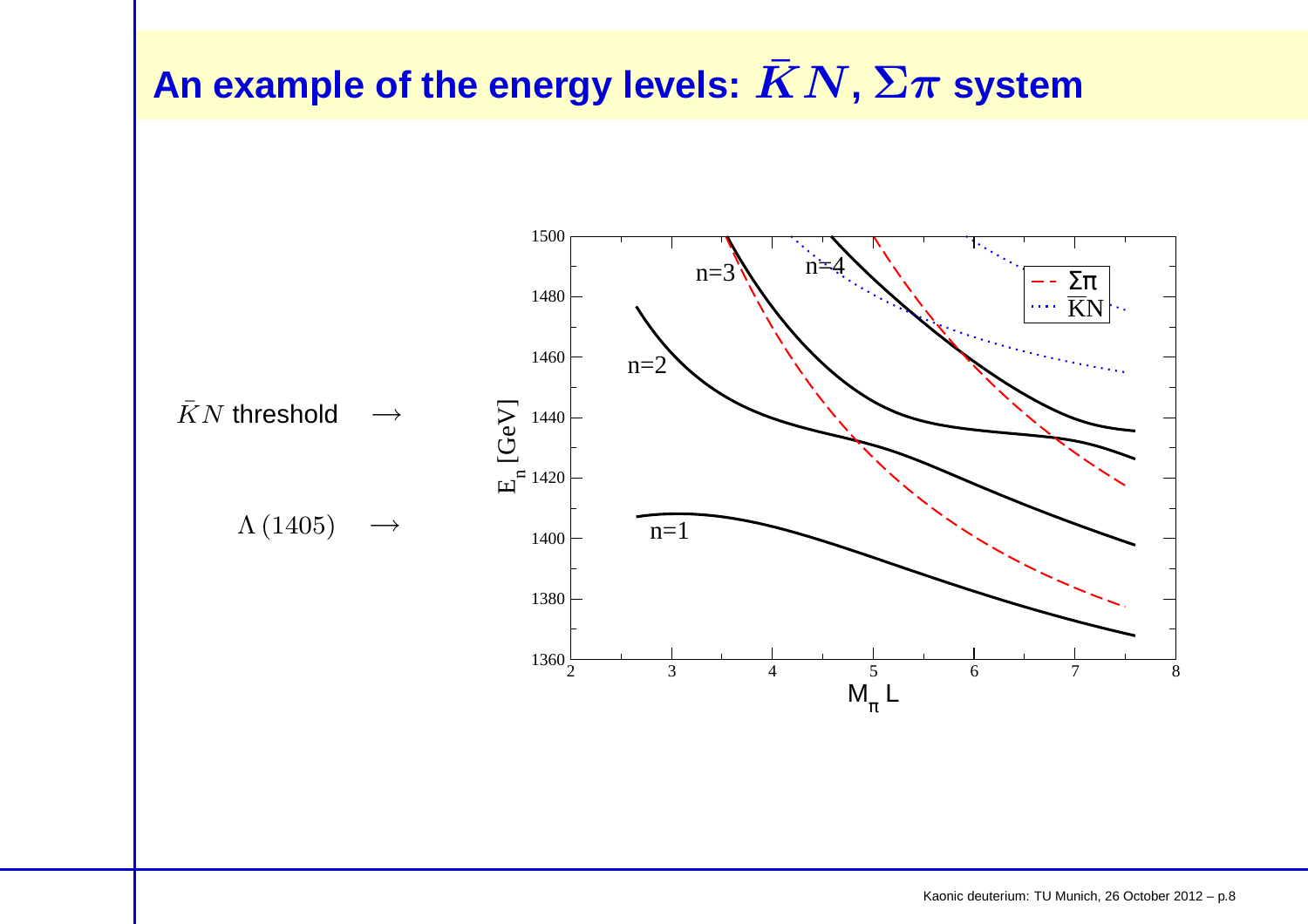# An example of the energy levels: $\bar{K}N$, $\Sigma\pi$ system

$\bar{K}N$ threshold $\longrightarrow$

$\Lambda\,(1405)$ $\longrightarrow$

n=1

n=2

n=3

n=4

$E_n$ [GeV]

$M_\pi L$

Σπ

$\bar{\mathrm{K}}$N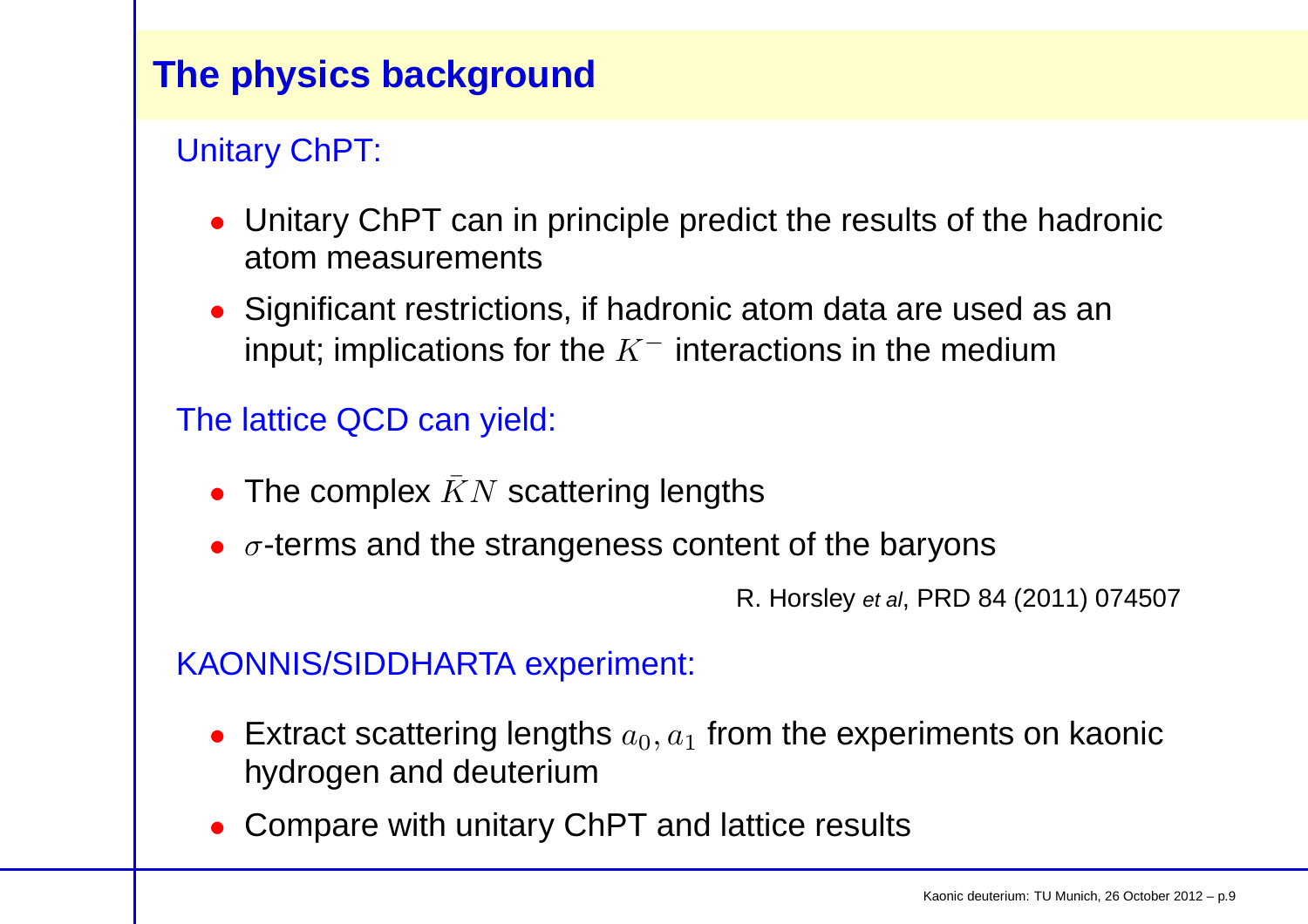# The physics background

Unitary ChPT:

- Unitary ChPT can in principle predict the results of the hadronic atom measurements
- Significant restrictions, if hadronic atom data are used as an input; implications for the $K^-$ interactions in the medium

The lattice QCD can yield:

- The complex $\bar{K}N$ scattering lengths
- $\sigma$-terms and the strangeness content of the baryons

R. Horsley *et al*, PRD 84 (2011) 074507

KAONNIS/SIDDHARTA experiment:

- Extract scattering lengths $a_0, a_1$ from the experiments on kaonic hydrogen and deuterium
- Compare with unitary ChPT and lattice results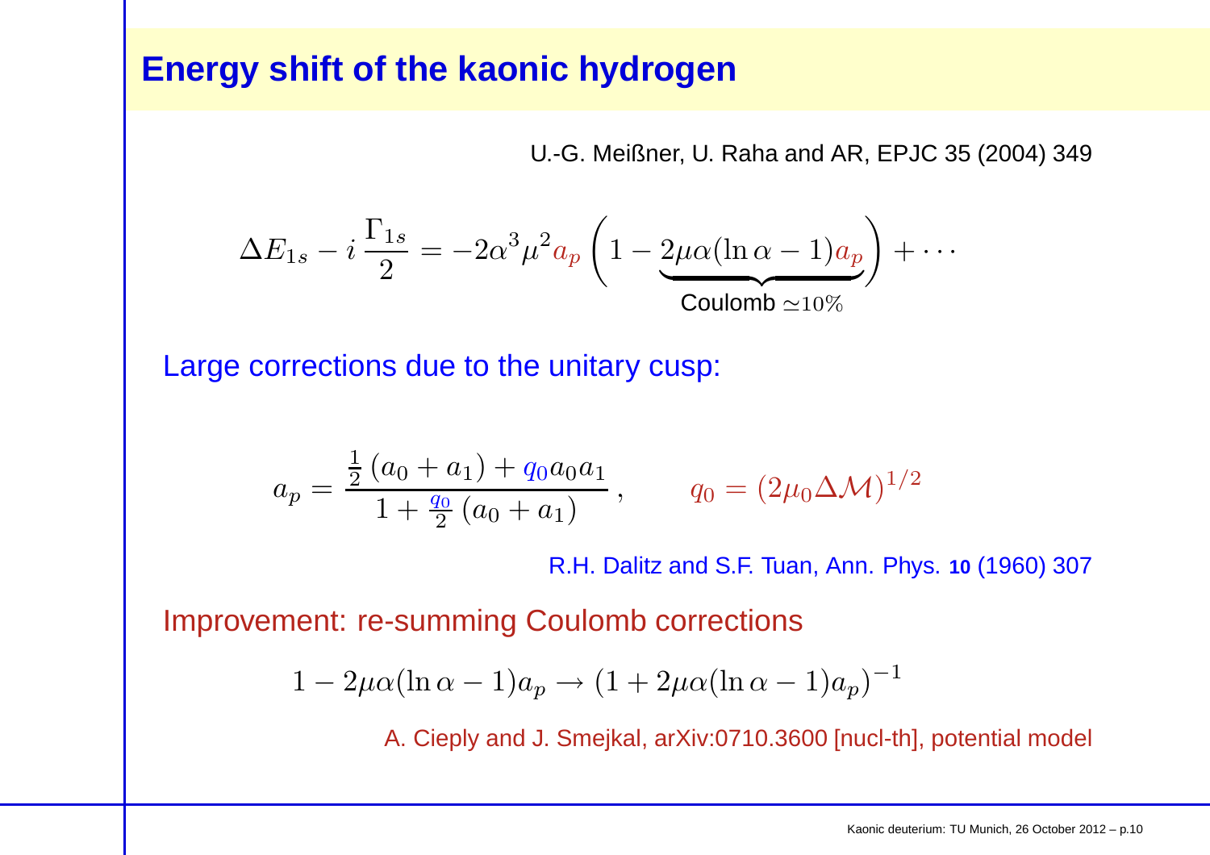# Energy shift of the kaonic hydrogen

U.-G. Meißner, U. Raha and AR, EPJC 35 (2004) 349

$$\Delta E_{1s} - i\,\frac{\Gamma_{1s}}{2} = -2\alpha^3\mu^2 a_p \left(1 - \underbrace{2\mu\alpha(\ln\alpha - 1)a_p}_{\text{Coulomb } \simeq 10\%}\right) + \cdots$$

Large corrections due to the unitary cusp:

$$a_p = \frac{\frac{1}{2}(a_0 + a_1) + q_0 a_0 a_1}{1 + \frac{q_0}{2}(a_0 + a_1)}\,, \qquad q_0 = (2\mu_0 \Delta\mathcal{M})^{1/2}$$

R.H. Dalitz and S.F. Tuan, Ann. Phys. **10** (1960) 307

Improvement: re-summing Coulomb corrections

$$1 - 2\mu\alpha(\ln\alpha - 1)a_p \to (1 + 2\mu\alpha(\ln\alpha - 1)a_p)^{-1}$$

A. Cieply and J. Smejkal, arXiv:0710.3600 [nucl-th], potential model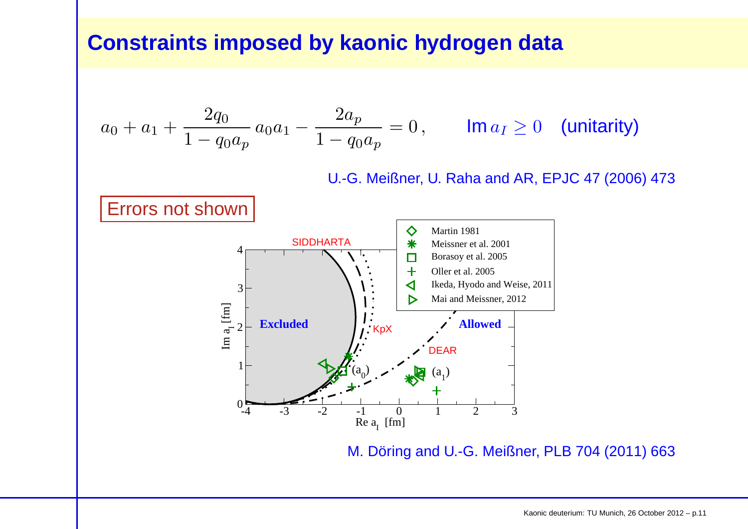# Constraints imposed by kaonic hydrogen data

$$a_0 + a_1 + \frac{2q_0}{1 - q_0 a_p}\, a_0 a_1 - \frac{2a_p}{1 - q_0 a_p} = 0\,, \qquad \text{Im}\, a_I \geq 0 \quad \text{(unitarity)}$$

U.-G. Meißner, U. Raha and AR, EPJC 47 (2006) 473

Errors not shown

M. Döring and U.-G. Meißner, PLB 704 (2011) 663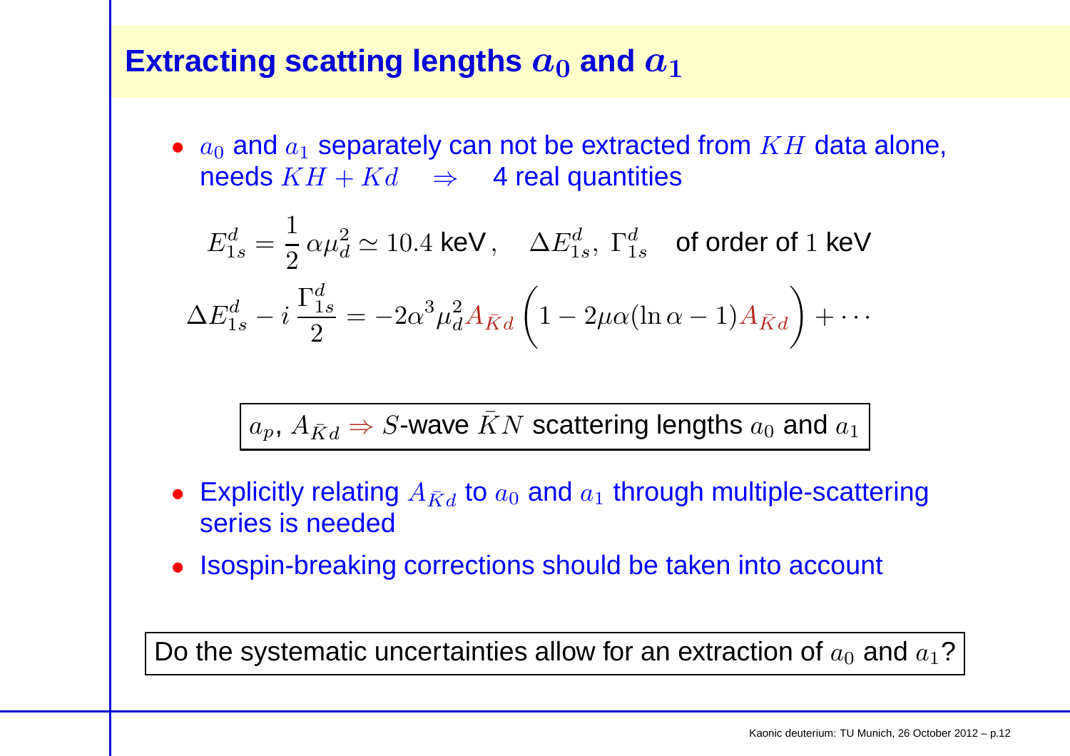# Extracting scattering lengths $a_0$ and $a_1$

- $a_0$ and $a_1$ separately can not be extracted from $KH$ data alone, needs $KH + Kd \quad \Rightarrow \quad$ 4 real quantities

$$E_{1s}^d = \frac{1}{2}\,\alpha\mu_d^2 \simeq 10.4 \text{ keV}\,, \quad \Delta E_{1s}^d,\ \Gamma_{1s}^d \quad \text{of order of } 1 \text{ keV}$$

$$\Delta E_{1s}^d - i\,\frac{\Gamma_{1s}^d}{2} = -2\alpha^3\mu_d^2 A_{\bar{K}d}\left(1 - 2\mu\alpha(\ln\alpha - 1)A_{\bar{K}d}\right) + \cdots$$

> $a_p$, $A_{\bar{K}d} \Rightarrow S$-wave $\bar{K}N$ scattering lengths $a_0$ and $a_1$

- Explicitly relating $A_{\bar{K}d}$ to $a_0$ and $a_1$ through multiple-scattering series is needed
- Isospin-breaking corrections should be taken into account

> Do the systematic uncertainties allow for an extraction of $a_0$ and $a_1$?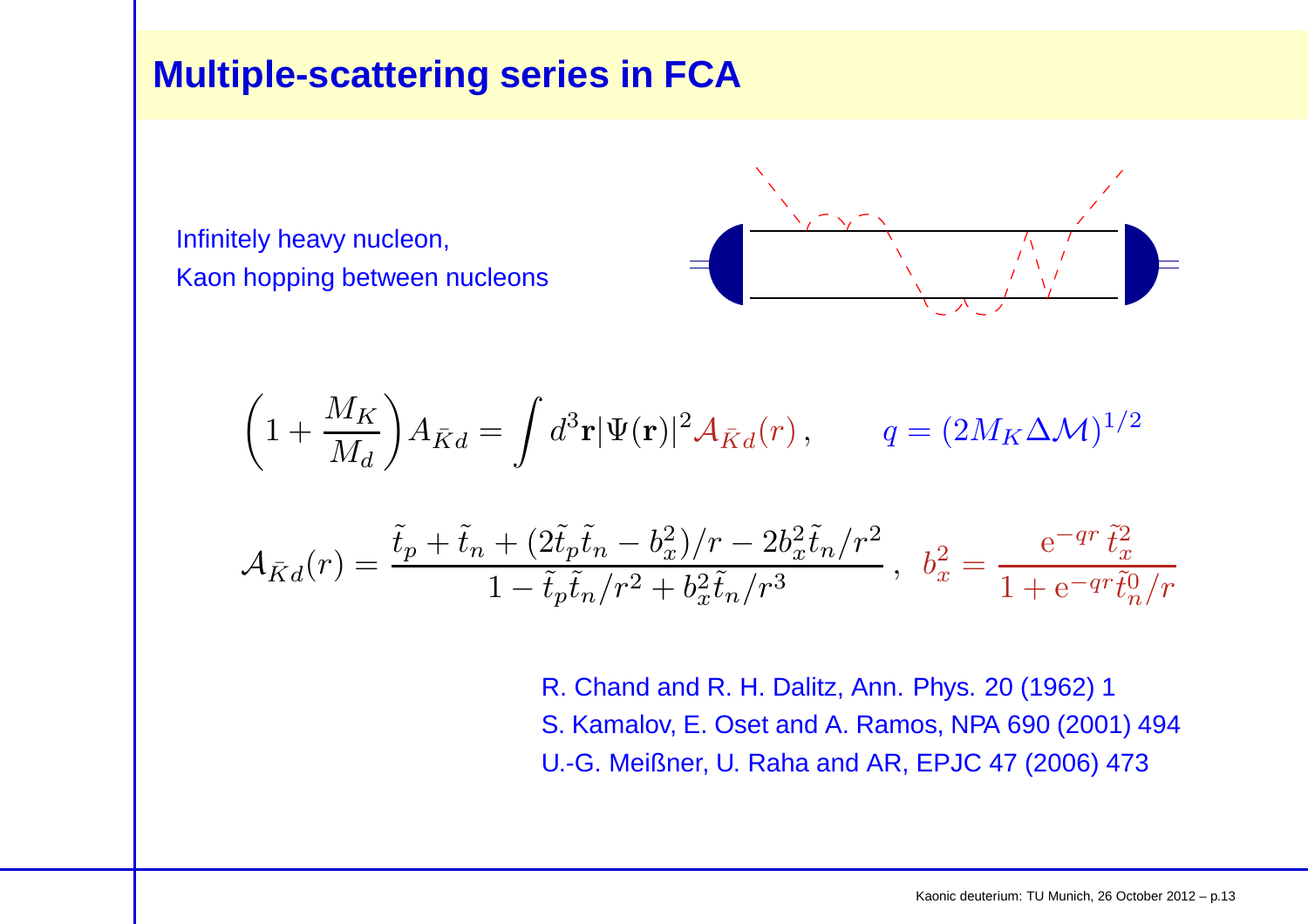# Multiple-scattering series in FCA

Infinitely heavy nucleon,
Kaon hopping between nucleons

$$\left(1+\frac{M_K}{M_d}\right)A_{\bar{K}d}=\int d^3\mathbf{r}|\Psi(\mathbf{r})|^2\mathcal{A}_{\bar{K}d}(r)\,, \qquad q=(2M_K\Delta\mathcal{M})^{1/2}$$

$$\mathcal{A}_{\bar{K}d}(r)=\frac{\tilde{t}_p+\tilde{t}_n+(2\tilde{t}_p\tilde{t}_n-b_x^2)/r-2b_x^2\tilde{t}_n/r^2}{1-\tilde{t}_p\tilde{t}_n/r^2+b_x^2\tilde{t}_n/r^3}\,,\quad b_x^2=\frac{\mathrm{e}^{-qr}\,\tilde{t}_x^2}{1+\mathrm{e}^{-qr}\tilde{t}_n^0/r}$$

R. Chand and R. H. Dalitz, Ann. Phys. 20 (1962) 1
S. Kamalov, E. Oset and A. Ramos, NPA 690 (2001) 494
U.-G. Meißner, U. Raha and AR, EPJC 47 (2006) 473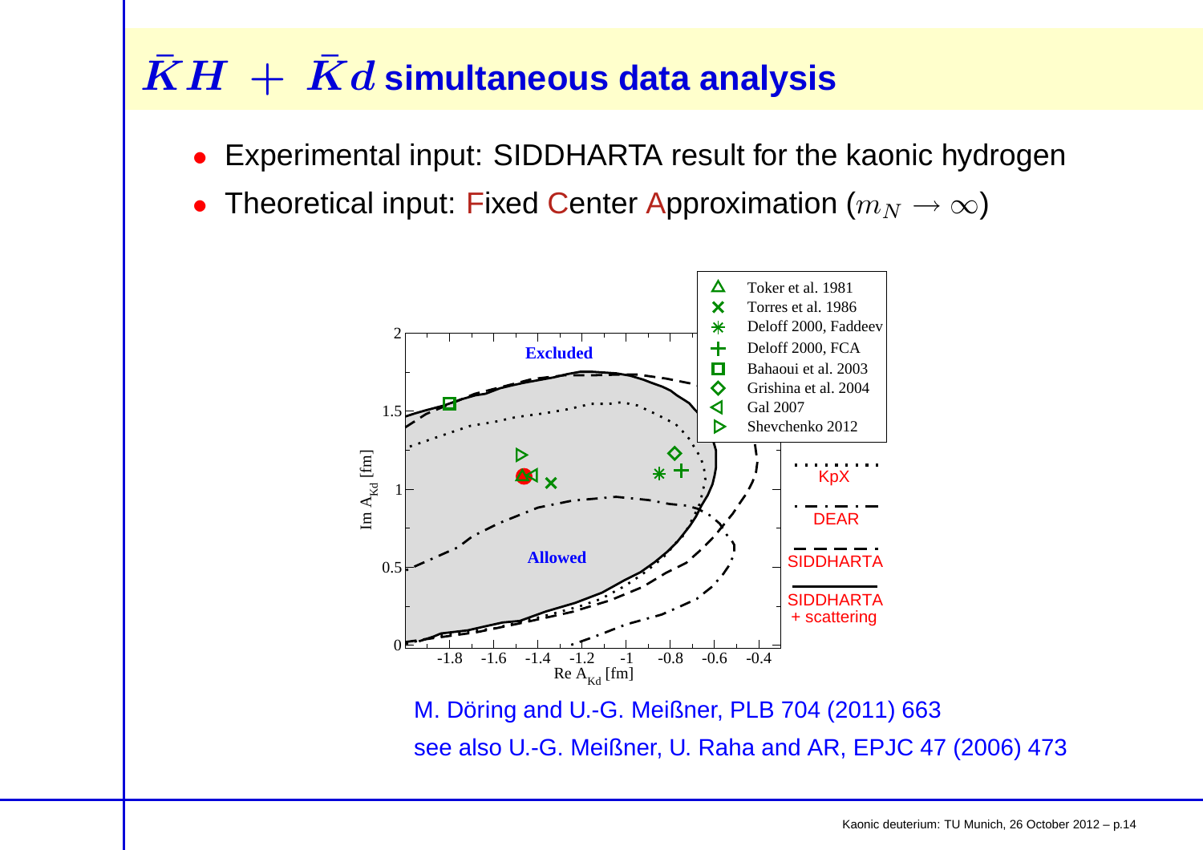# $\bar{K}H + \bar{K}d$ simultaneous data analysis

- Experimental input: SIDDHARTA result for the kaonic hydrogen
- Theoretical input: Fixed Center Approximation ($m_N \to \infty$)

M. Döring and U.-G. Meißner, PLB 704 (2011) 663

see also U.-G. Meißner, U. Raha and AR, EPJC 47 (2006) 473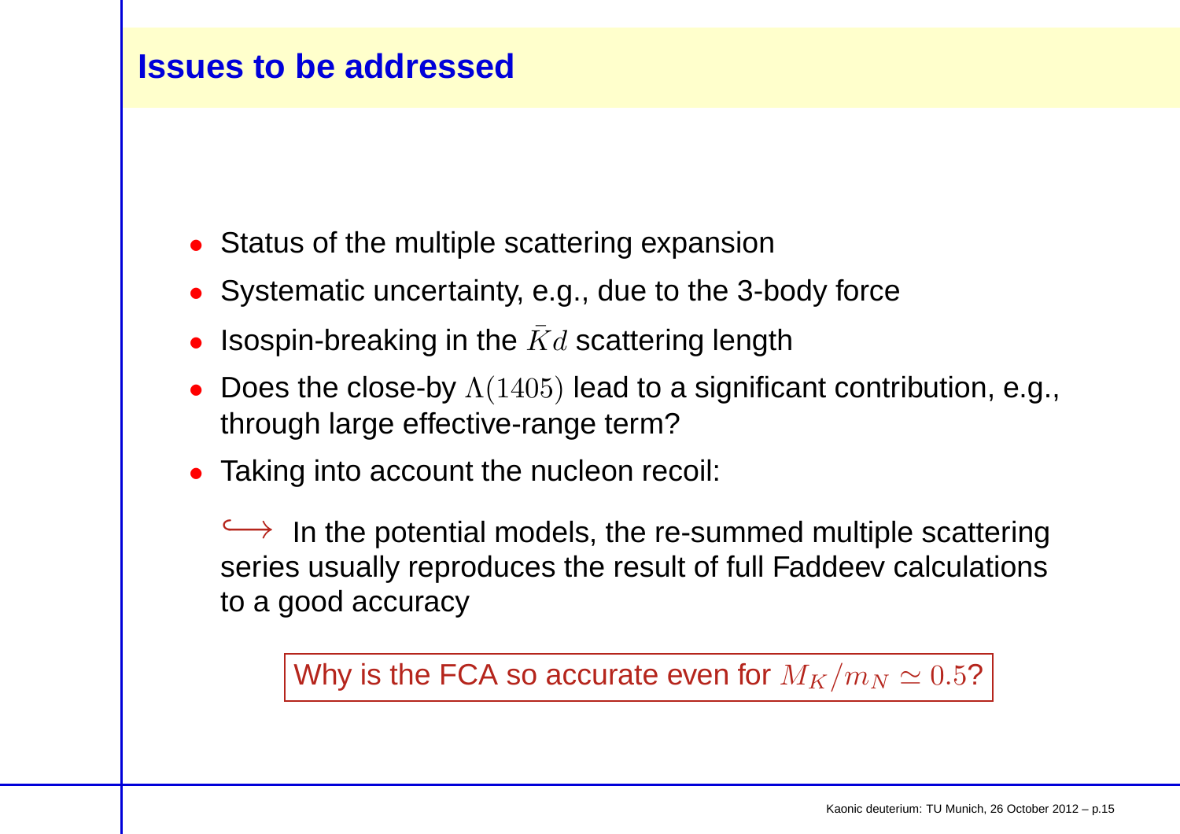## Issues to be addressed

- Status of the multiple scattering expansion
- Systematic uncertainty, e.g., due to the 3-body force
- Isospin-breaking in the $\bar{K}d$ scattering length
- Does the close-by $\Lambda(1405)$ lead to a significant contribution, e.g., through large effective-range term?
- Taking into account the nucleon recoil:

  $\hookrightarrow$ In the potential models, the re-summed multiple scattering series usually reproduces the result of full Faddeev calculations to a good accuracy

Why is the FCA so accurate even for $M_K/m_N \simeq 0.5$?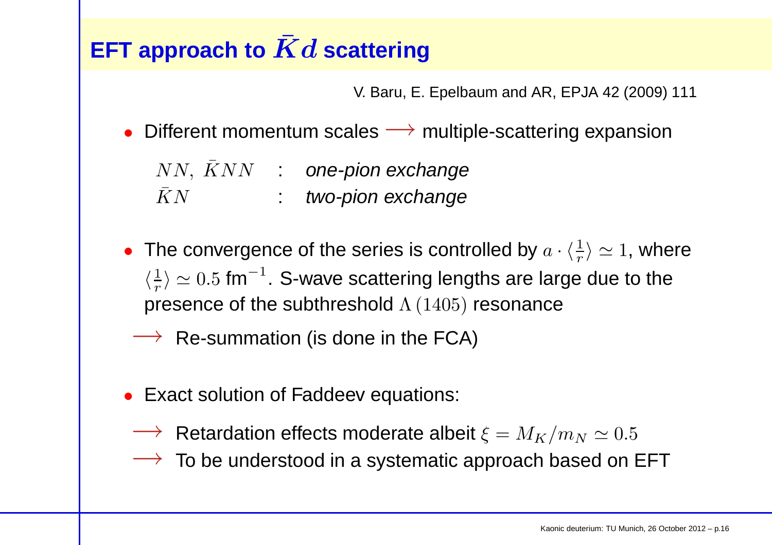# EFT approach to $\bar{K}d$ scattering

V. Baru, E. Epelbaum and AR, EPJA 42 (2009) 111

- Different momentum scales $\longrightarrow$ multiple-scattering expansion

  | | | |
  |---|---|---|
  | $NN,\ \bar{K}NN$ | : | *one-pion exchange* |
  | $\bar{K}N$ | : | *two-pion exchange* |

- The convergence of the series is controlled by $a \cdot \langle \frac{1}{r} \rangle \simeq 1$, where $\langle \frac{1}{r} \rangle \simeq 0.5$ fm$^{-1}$. S-wave scattering lengths are large due to the presence of the subthreshold $\Lambda\,(1405)$ resonance

$\longrightarrow$ Re-summation (is done in the FCA)

- Exact solution of Faddeev equations:

$\longrightarrow$ Retardation effects moderate albeit $\xi = M_K/m_N \simeq 0.5$

$\longrightarrow$ To be understood in a systematic approach based on EFT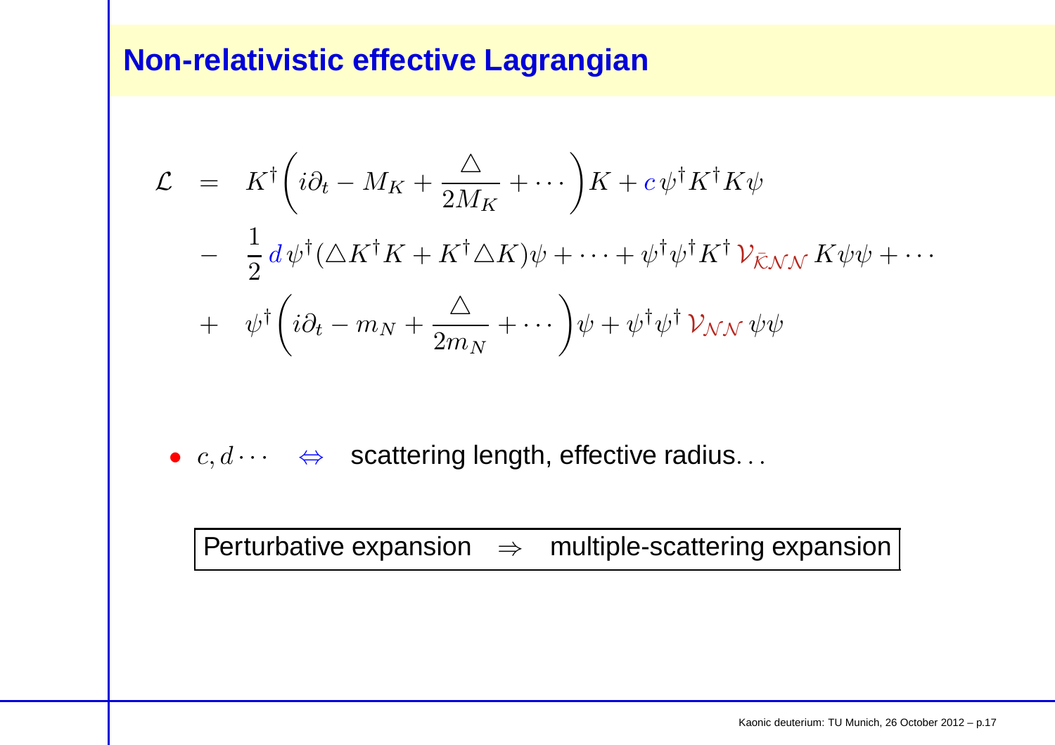## Non-relativistic effective Lagrangian

$$
\begin{aligned}
\mathcal{L} &= K^\dagger\left(i\partial_t - M_K + \frac{\triangle}{2M_K} + \cdots\right)K + c\,\psi^\dagger K^\dagger K\psi \\
&- \frac{1}{2}\,d\,\psi^\dagger(\triangle K^\dagger K + K^\dagger \triangle K)\psi + \cdots + \psi^\dagger\psi^\dagger K^\dagger\,\mathcal{V}_{\bar{\mathcal{K}}\mathcal{N}\mathcal{N}}\,K\psi\psi + \cdots \\
&+ \psi^\dagger\left(i\partial_t - m_N + \frac{\triangle}{2m_N} + \cdots\right)\psi + \psi^\dagger\psi^\dagger\,\mathcal{V}_{\mathcal{N}\mathcal{N}}\,\psi\psi
\end{aligned}
$$

- $c, d \cdots \quad \Leftrightarrow$ scattering length, effective radius. . .

Perturbative expansion $\Rightarrow$ multiple-scattering expansion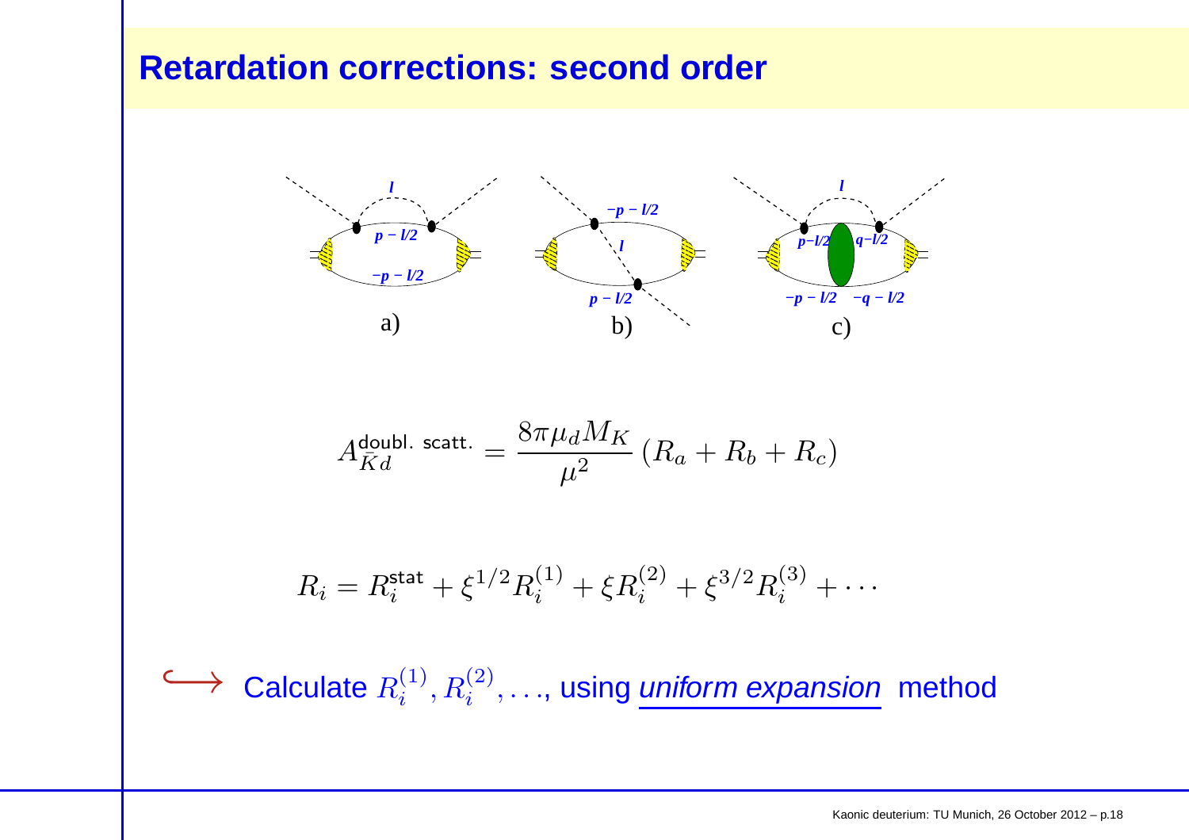# Retardation corrections: second order

a) $l$, $p - l/2$, $-p - l/2$

b) $-p - l/2$, $l$, $p - l/2$

c) $l$, $p-l/2$, $q-l/2$, $-p - l/2$, $-q - l/2$

$$A_{\bar{K}d}^{\text{doubl. scatt.}} = \frac{8\pi\mu_d M_K}{\mu^2}\,(R_a + R_b + R_c)$$

$$R_i = R_i^{\text{stat}} + \xi^{1/2} R_i^{(1)} + \xi R_i^{(2)} + \xi^{3/2} R_i^{(3)} + \cdots$$

$\hookrightarrow$ Calculate $R_i^{(1)}, R_i^{(2)}, \ldots$, using *uniform expansion* method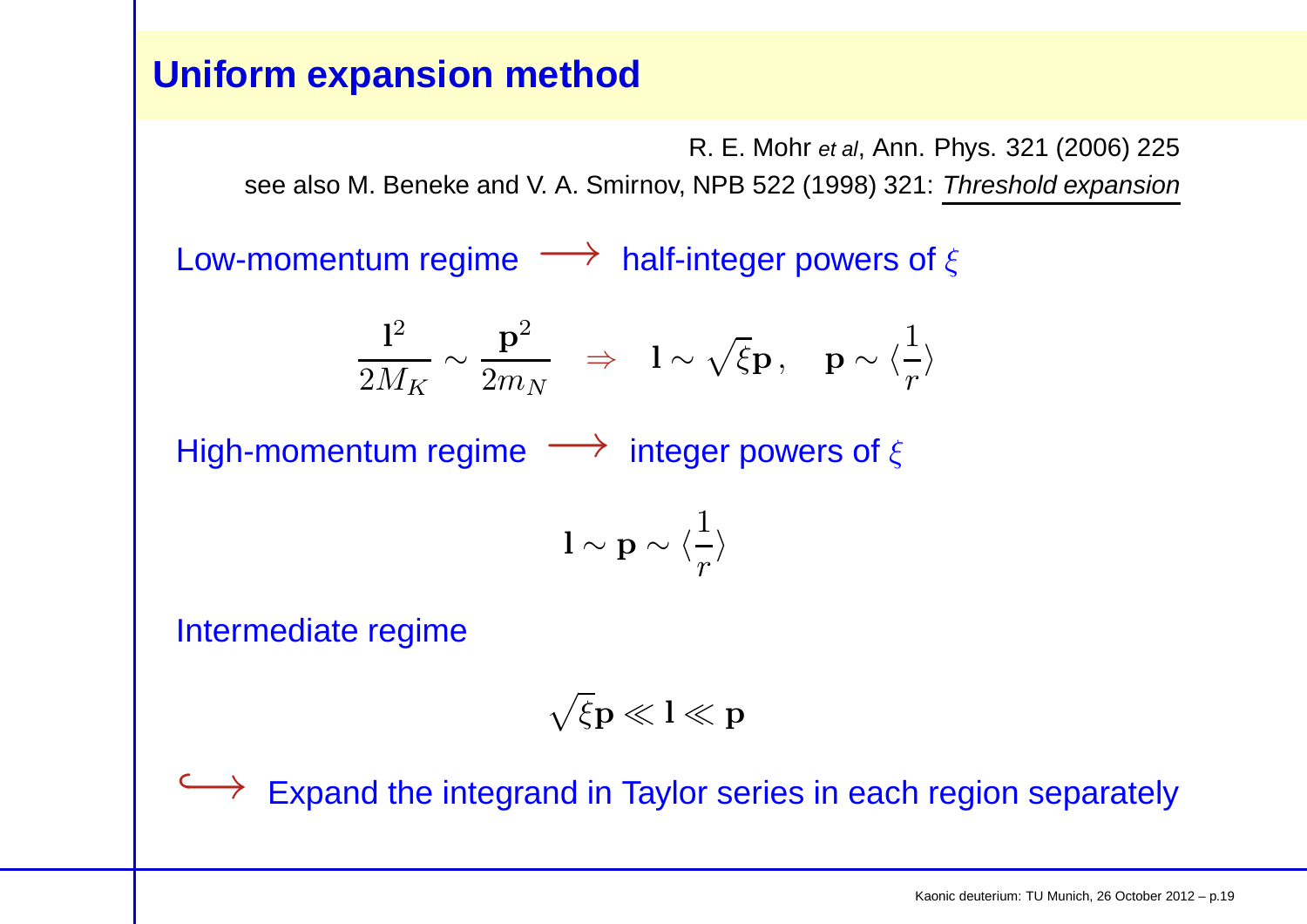# Uniform expansion method

R. E. Mohr *et al*, Ann. Phys. 321 (2006) 225

see also M. Beneke and V. A. Smirnov, NPB 522 (1998) 321: *Threshold expansion*

Low-momentum regime $\longrightarrow$ half-integer powers of $\xi$

$$\frac{\mathbf{l}^2}{2M_K} \sim \frac{\mathbf{p}^2}{2m_N} \quad \Rightarrow \quad \mathbf{l} \sim \sqrt{\xi}\mathbf{p}\,, \quad \mathbf{p} \sim \langle \frac{1}{r} \rangle$$

High-momentum regime $\longrightarrow$ integer powers of $\xi$

$$\mathbf{l} \sim \mathbf{p} \sim \langle \frac{1}{r} \rangle$$

Intermediate regime

$$\sqrt{\xi}\mathbf{p} \ll \mathbf{l} \ll \mathbf{p}$$

$\hookrightarrow$ Expand the integrand in Taylor series in each region separately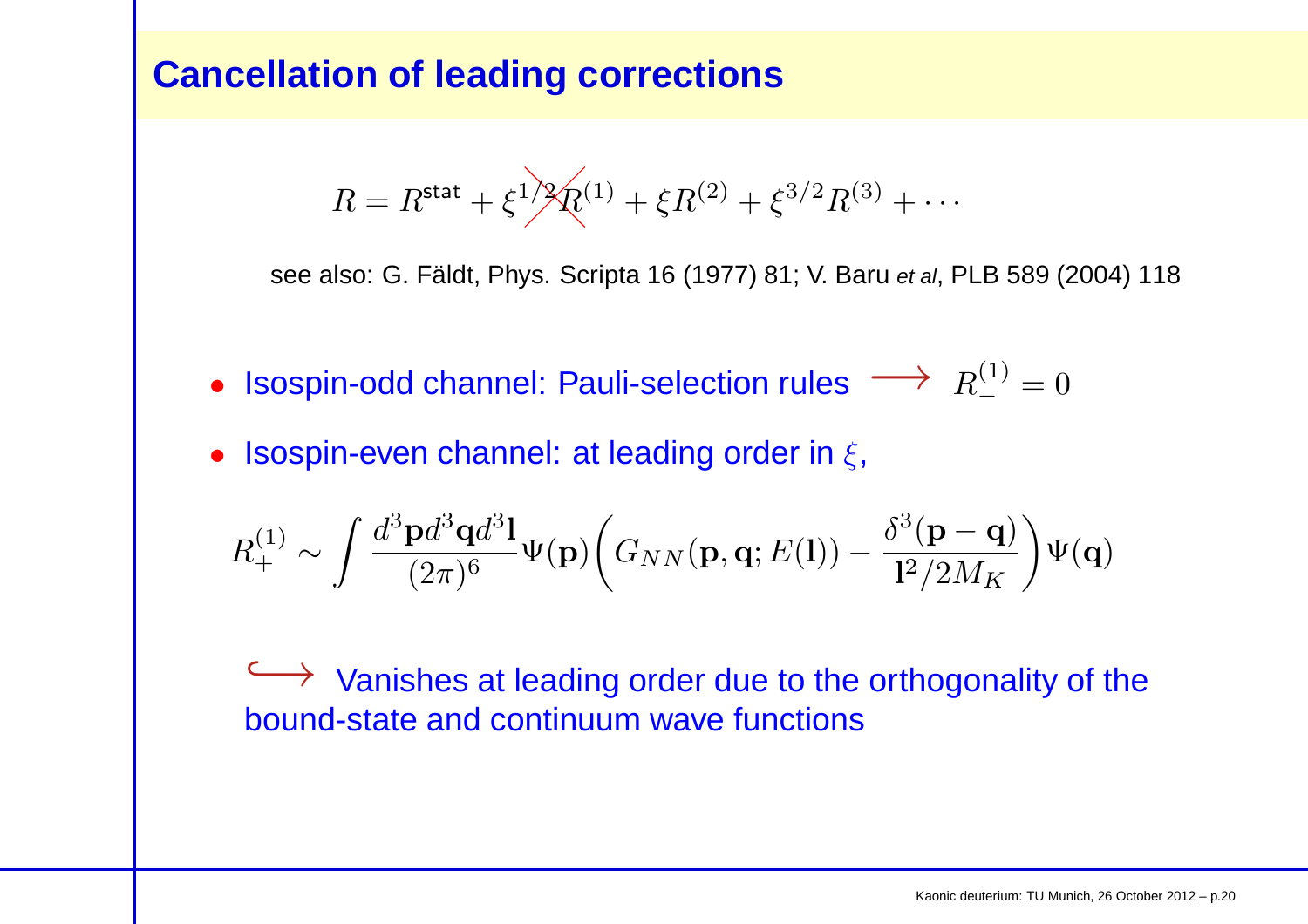# Cancellation of leading corrections

$$R = R^{\text{stat}} + \xi^{1/2} R^{(1)} + \xi R^{(2)} + \xi^{3/2} R^{(3)} + \cdots$$

see also: G. Fäldt, Phys. Scripta 16 (1977) 81; V. Baru *et al*, PLB 589 (2004) 118

- Isospin-odd channel: Pauli-selection rules $\longrightarrow \; R_-^{(1)} = 0$
- Isospin-even channel: at leading order in $\xi$,

$$R_+^{(1)} \sim \int \frac{d^3\mathbf{p}\, d^3\mathbf{q}\, d^3\mathbf{l}}{(2\pi)^6} \Psi(\mathbf{p}) \left( G_{NN}(\mathbf{p}, \mathbf{q}; E(\mathbf{l})) - \frac{\delta^3(\mathbf{p}-\mathbf{q})}{\mathbf{l}^2/2M_K} \right) \Psi(\mathbf{q})$$

$\hookrightarrow$ Vanishes at leading order due to the orthogonality of the bound-state and continuum wave functions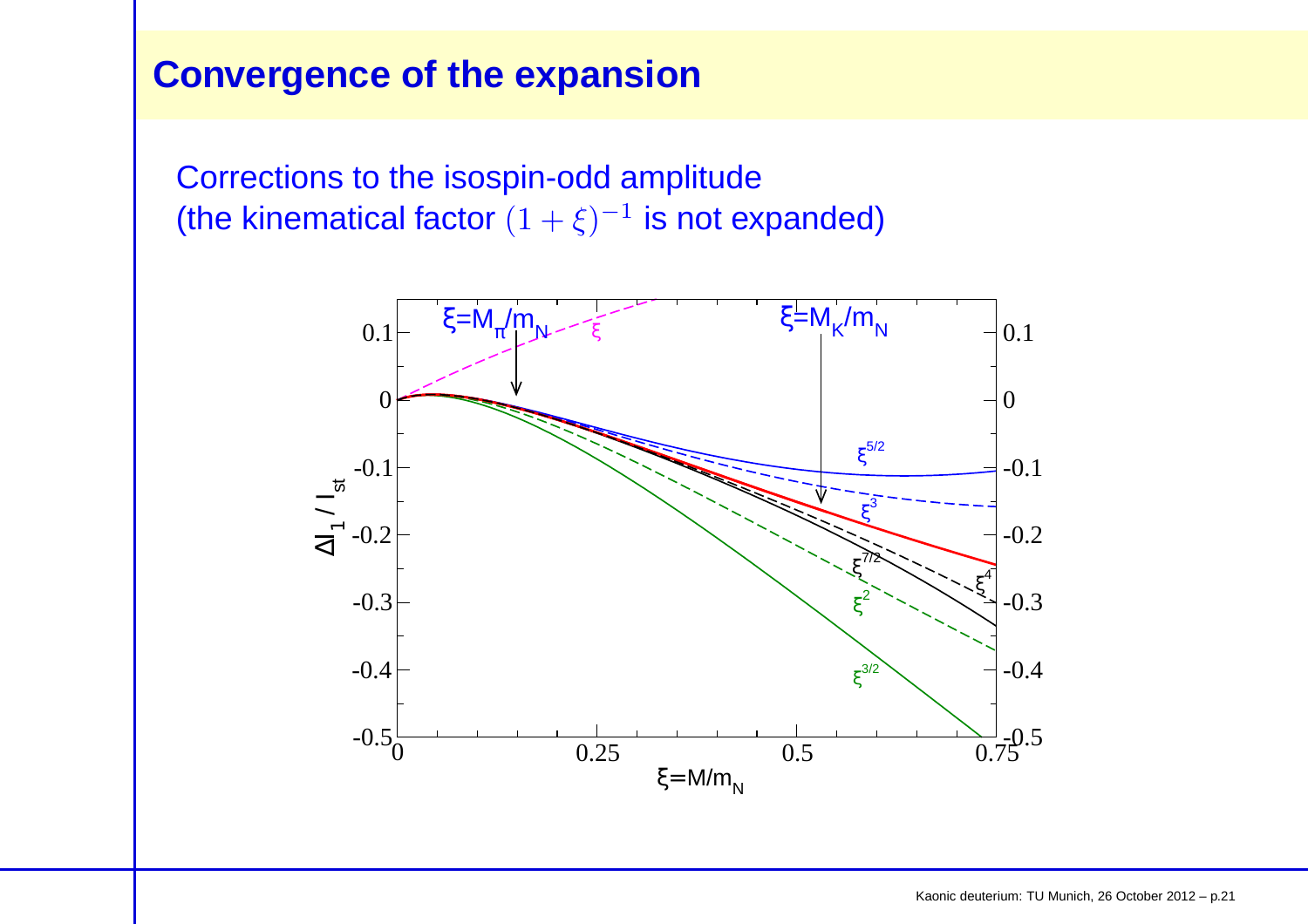# Convergence of the expansion

Corrections to the isospin-odd amplitude
(the kinematical factor $(1+\xi)^{-1}$ is not expanded)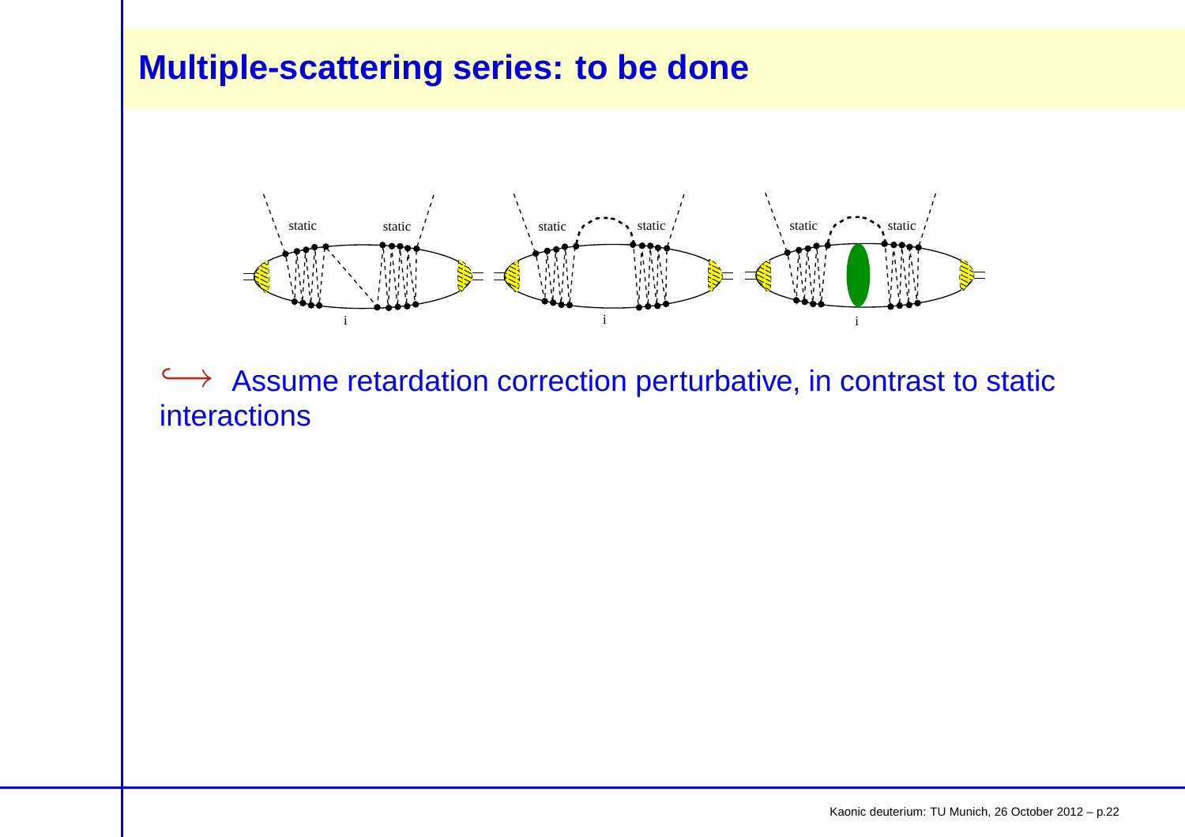# Multiple-scattering series: to be done

$\hookrightarrow$ Assume retardation correction perturbative, in contrast to static interactions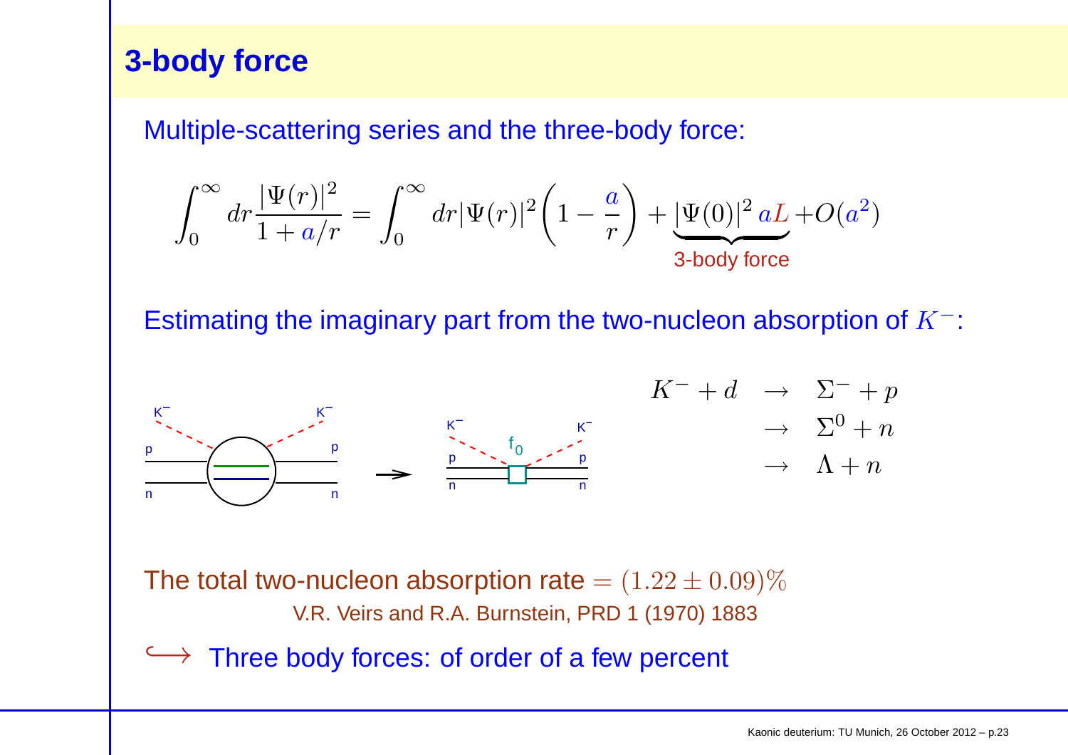# 3-body force

Multiple-scattering series and the three-body force:

$$\int_0^\infty dr \frac{|\Psi(r)|^2}{1+a/r} = \int_0^\infty dr |\Psi(r)|^2 \left(1 - \frac{a}{r}\right) + \underbrace{|\Psi(0)|^2\, aL}_{\text{3-body force}} + O(a^2)$$

Estimating the imaginary part from the two-nucleon absorption of $K^-$:

$$\begin{aligned} K^- + d &\rightarrow \Sigma^- + p \\ &\rightarrow \Sigma^0 + n \\ &\rightarrow \Lambda + n \end{aligned}$$

The total two-nucleon absorption rate $= (1.22 \pm 0.09)\%$

V.R. Veirs and R.A. Burnstein, PRD 1 (1970) 1883

$\hookrightarrow$ Three body forces: of order of a few percent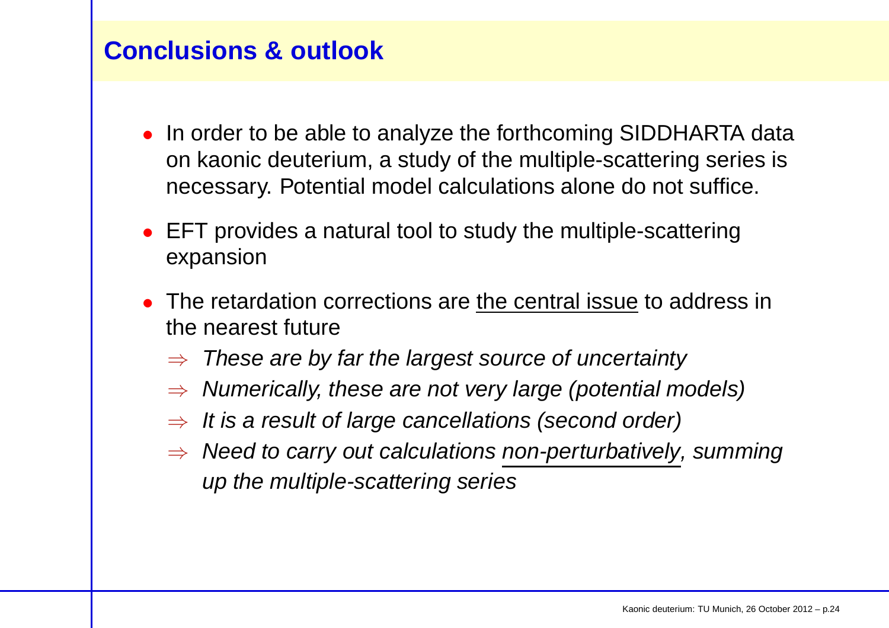## Conclusions & outlook

- In order to be able to analyze the forthcoming SIDDHARTA data on kaonic deuterium, a study of the multiple-scattering series is necessary. Potential model calculations alone do not suffice.
- EFT provides a natural tool to study the multiple-scattering expansion
- The retardation corrections are <u>the central issue</u> to address in the nearest future
  - $\Rightarrow$ *These are by far the largest source of uncertainty*
  - $\Rightarrow$ *Numerically, these are not very large (potential models)*
  - $\Rightarrow$ *It is a result of large cancellations (second order)*
  - $\Rightarrow$ *Need to carry out calculations <u>non-perturbatively</u>, summing up the multiple-scattering series*